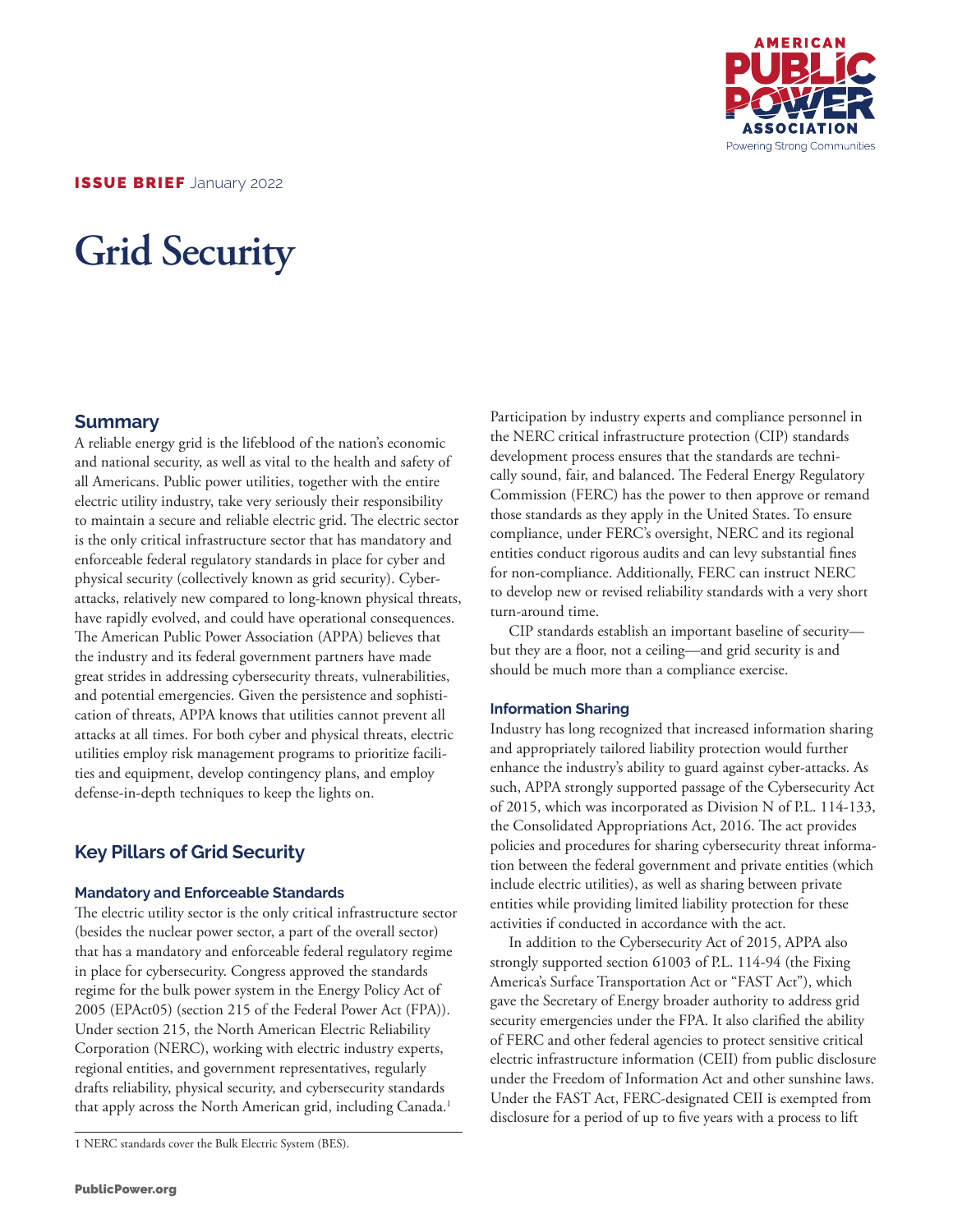**ISSUE BRIEF** January 2022

# Grid Security

## Summary

A reliable energy grid is the lifeblood of the nation's economic and national security, as well as vital to the health and safety of all Americans. Public power utilities, together with the entire electric utility industry, take very seriously their responsibility to maintain a secure and reliable electric grid. The electric sector is the only critical infrastructure sector that has mandatory and enforceable federal regulatory standards in place for cyber and physical security (collectively known as grid security). Cyber-attacks, relatively new compared to long-known physical threats, have rapidly evolved, and could have operational consequences. The American Public Power Association (APPA) believes that the industry and its federal government partners have made great strides in addressing cybersecurity threats, vulnerabilities, and potential emergencies. Given the persistence and sophistication of threats, APPA knows that utilities cannot prevent all attacks at all times. For both cyber and physical threats, electric utilities employ risk management programs to prioritize facilities and equipment, develop contingency plans, and employ defense-in-depth techniques to keep the lights on.

## Key Pillars of Grid Security

### Mandatory and Enforceable Standards

The electric utility sector is the only critical infrastructure sector (besides the nuclear power sector, a part of the overall sector) that has a mandatory and enforceable federal regulatory regime in place for cybersecurity. Congress approved the standards regime for the bulk power system in the Energy Policy Act of 2005 (EPAct05) (section 215 of the Federal Power Act (FPA)). Under section 215, the North American Electric Reliability Corporation (NERC), working with electric industry experts, regional entities, and government representatives, regularly drafts reliability, physical security, and cybersecurity standards that apply across the North American grid, including Canada.[1]

Participation by industry experts and compliance personnel in the NERC critical infrastructure protection (CIP) standards development process ensures that the standards are technically sound, fair, and balanced. The Federal Energy Regulatory Commission (FERC) has the power to then approve or remand those standards as they apply in the United States. To ensure compliance, under FERC's oversight, NERC and its regional entities conduct rigorous audits and can levy substantial fines for non-compliance. Additionally, FERC can instruct NERC to develop new or revised reliability standards with a very short turn-around time.

CIP standards establish an important baseline of security—but they are a floor, not a ceiling—and grid security is and should be much more than a compliance exercise.

### Information Sharing

Industry has long recognized that increased information sharing and appropriately tailored liability protection would further enhance the industry's ability to guard against cyber-attacks. As such, APPA strongly supported passage of the Cybersecurity Act of 2015, which was incorporated as Division N of P.L. 114-133, the Consolidated Appropriations Act, 2016. The act provides policies and procedures for sharing cybersecurity threat information between the federal government and private entities (which include electric utilities), as well as sharing between private entities while providing limited liability protection for these activities if conducted in accordance with the act.

In addition to the Cybersecurity Act of 2015, APPA also strongly supported section 61003 of P.L. 114-94 (the Fixing America's Surface Transportation Act or "FAST Act"), which gave the Secretary of Energy broader authority to address grid security emergencies under the FPA. It also clarified the ability of FERC and other federal agencies to protect sensitive critical electric infrastructure information (CEII) from public disclosure under the Freedom of Information Act and other sunshine laws. Under the FAST Act, FERC-designated CEII is exempted from disclosure for a period of up to five years with a process to lift

[1] NERC standards cover the Bulk Electric System (BES).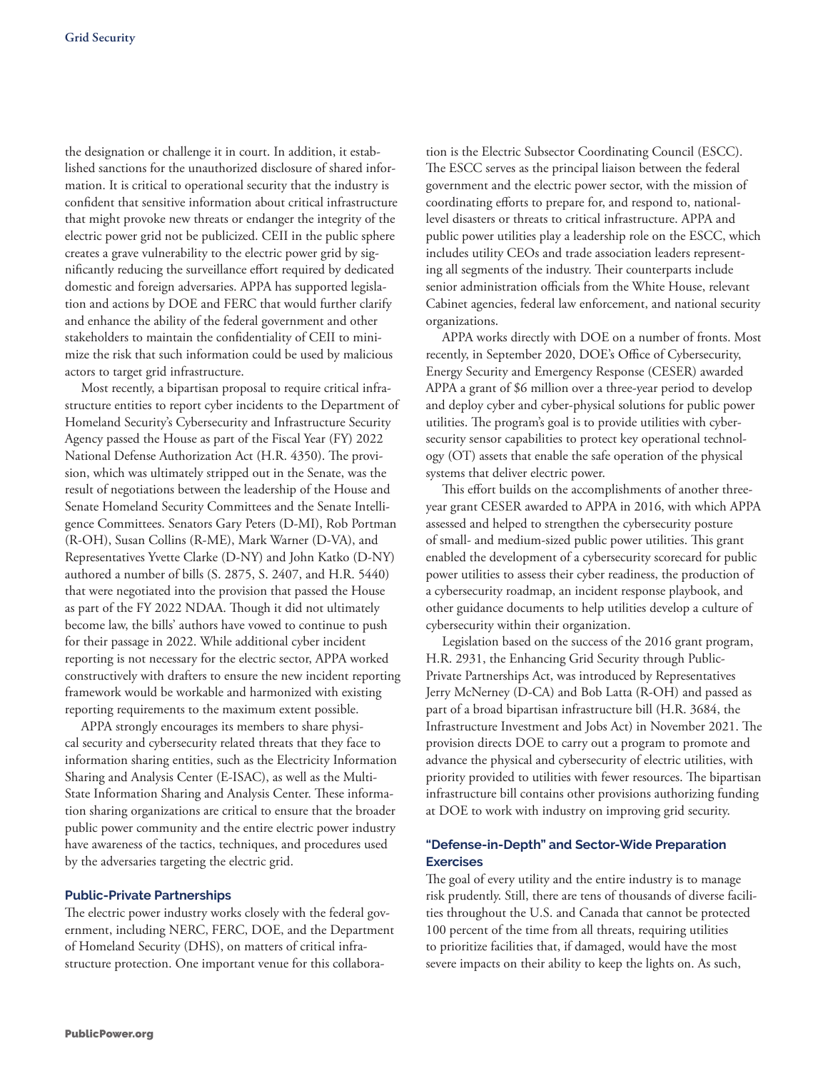the designation or challenge it in court. In addition, it established sanctions for the unauthorized disclosure of shared information. It is critical to operational security that the industry is confident that sensitive information about critical infrastructure that might provoke new threats or endanger the integrity of the electric power grid not be publicized. CEII in the public sphere creates a grave vulnerability to the electric power grid by significantly reducing the surveillance effort required by dedicated domestic and foreign adversaries. APPA has supported legislation and actions by DOE and FERC that would further clarify and enhance the ability of the federal government and other stakeholders to maintain the confidentiality of CEII to minimize the risk that such information could be used by malicious actors to target grid infrastructure.

Most recently, a bipartisan proposal to require critical infrastructure entities to report cyber incidents to the Department of Homeland Security's Cybersecurity and Infrastructure Security Agency passed the House as part of the Fiscal Year (FY) 2022 National Defense Authorization Act (H.R. 4350). The provision, which was ultimately stripped out in the Senate, was the result of negotiations between the leadership of the House and Senate Homeland Security Committees and the Senate Intelligence Committees. Senators Gary Peters (D-MI), Rob Portman (R-OH), Susan Collins (R-ME), Mark Warner (D-VA), and Representatives Yvette Clarke (D-NY) and John Katko (D-NY) authored a number of bills (S. 2875, S. 2407, and H.R. 5440) that were negotiated into the provision that passed the House as part of the FY 2022 NDAA. Though it did not ultimately become law, the bills' authors have vowed to continue to push for their passage in 2022. While additional cyber incident reporting is not necessary for the electric sector, APPA worked constructively with drafters to ensure the new incident reporting framework would be workable and harmonized with existing reporting requirements to the maximum extent possible.

APPA strongly encourages its members to share physical security and cybersecurity related threats that they face to information sharing entities, such as the Electricity Information Sharing and Analysis Center (E-ISAC), as well as the Multi-State Information Sharing and Analysis Center. These information sharing organizations are critical to ensure that the broader public power community and the entire electric power industry have awareness of the tactics, techniques, and procedures used by the adversaries targeting the electric grid.

### Public-Private Partnerships

The electric power industry works closely with the federal government, including NERC, FERC, DOE, and the Department of Homeland Security (DHS), on matters of critical infrastructure protection. One important venue for this collaboration is the Electric Subsector Coordinating Council (ESCC). The ESCC serves as the principal liaison between the federal government and the electric power sector, with the mission of coordinating efforts to prepare for, and respond to, national-level disasters or threats to critical infrastructure. APPA and public power utilities play a leadership role on the ESCC, which includes utility CEOs and trade association leaders representing all segments of the industry. Their counterparts include senior administration officials from the White House, relevant Cabinet agencies, federal law enforcement, and national security organizations.

APPA works directly with DOE on a number of fronts. Most recently, in September 2020, DOE's Office of Cybersecurity, Energy Security and Emergency Response (CESER) awarded APPA a grant of $6 million over a three-year period to develop and deploy cyber and cyber-physical solutions for public power utilities. The program's goal is to provide utilities with cybersecurity sensor capabilities to protect key operational technology (OT) assets that enable the safe operation of the physical systems that deliver electric power.

This effort builds on the accomplishments of another three-year grant CESER awarded to APPA in 2016, with which APPA assessed and helped to strengthen the cybersecurity posture of small- and medium-sized public power utilities. This grant enabled the development of a cybersecurity scorecard for public power utilities to assess their cyber readiness, the production of a cybersecurity roadmap, an incident response playbook, and other guidance documents to help utilities develop a culture of cybersecurity within their organization.

Legislation based on the success of the 2016 grant program, H.R. 2931, the Enhancing Grid Security through Public-Private Partnerships Act, was introduced by Representatives Jerry McNerney (D-CA) and Bob Latta (R-OH) and passed as part of a broad bipartisan infrastructure bill (H.R. 3684, the Infrastructure Investment and Jobs Act) in November 2021. The provision directs DOE to carry out a program to promote and advance the physical and cybersecurity of electric utilities, with priority provided to utilities with fewer resources. The bipartisan infrastructure bill contains other provisions authorizing funding at DOE to work with industry on improving grid security.

### "Defense-in-Depth" and Sector-Wide Preparation Exercises

The goal of every utility and the entire industry is to manage risk prudently. Still, there are tens of thousands of diverse facilities throughout the U.S. and Canada that cannot be protected 100 percent of the time from all threats, requiring utilities to prioritize facilities that, if damaged, would have the most severe impacts on their ability to keep the lights on. As such,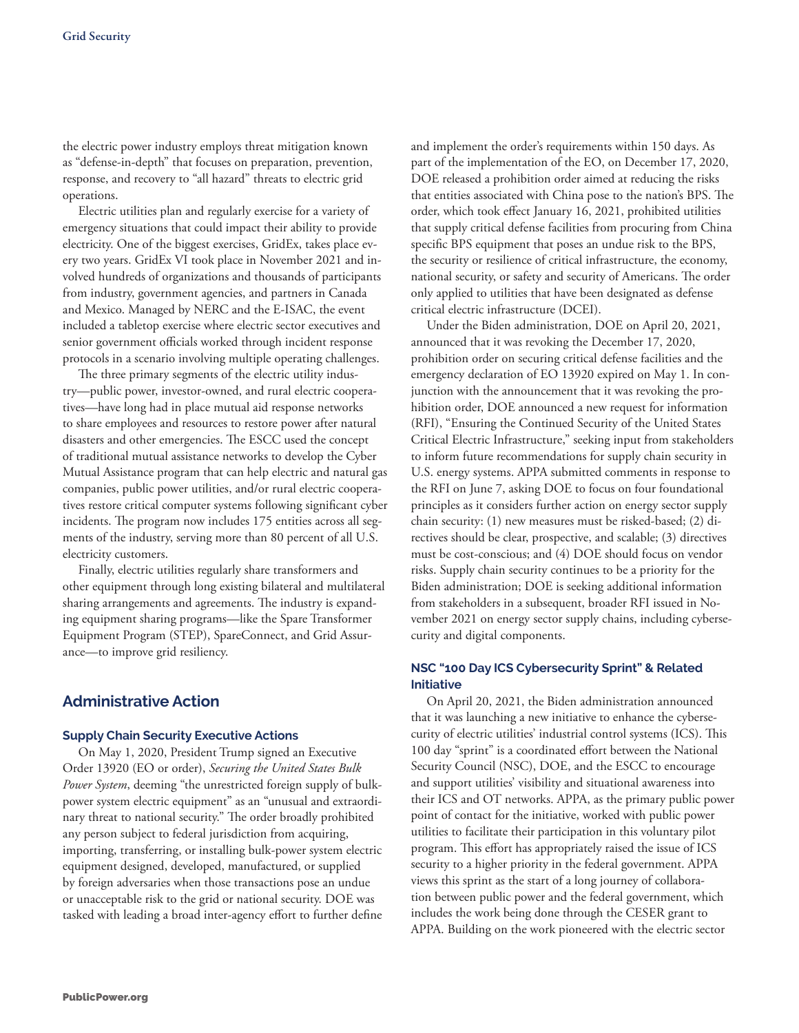the electric power industry employs threat mitigation known as "defense-in-depth" that focuses on preparation, prevention, response, and recovery to "all hazard" threats to electric grid operations.

Electric utilities plan and regularly exercise for a variety of emergency situations that could impact their ability to provide electricity. One of the biggest exercises, GridEx, takes place every two years. GridEx VI took place in November 2021 and involved hundreds of organizations and thousands of participants from industry, government agencies, and partners in Canada and Mexico. Managed by NERC and the E-ISAC, the event included a tabletop exercise where electric sector executives and senior government officials worked through incident response protocols in a scenario involving multiple operating challenges.

The three primary segments of the electric utility industry—public power, investor-owned, and rural electric cooperatives—have long had in place mutual aid response networks to share employees and resources to restore power after natural disasters and other emergencies. The ESCC used the concept of traditional mutual assistance networks to develop the Cyber Mutual Assistance program that can help electric and natural gas companies, public power utilities, and/or rural electric cooperatives restore critical computer systems following significant cyber incidents. The program now includes 175 entities across all segments of the industry, serving more than 80 percent of all U.S. electricity customers.

Finally, electric utilities regularly share transformers and other equipment through long existing bilateral and multilateral sharing arrangements and agreements. The industry is expanding equipment sharing programs—like the Spare Transformer Equipment Program (STEP), SpareConnect, and Grid Assurance—to improve grid resiliency.

## Administrative Action

### Supply Chain Security Executive Actions

On May 1, 2020, President Trump signed an Executive Order 13920 (EO or order), *Securing the United States Bulk Power System*, deeming "the unrestricted foreign supply of bulk-power system electric equipment" as an "unusual and extraordinary threat to national security." The order broadly prohibited any person subject to federal jurisdiction from acquiring, importing, transferring, or installing bulk-power system electric equipment designed, developed, manufactured, or supplied by foreign adversaries when those transactions pose an undue or unacceptable risk to the grid or national security. DOE was tasked with leading a broad inter-agency effort to further define and implement the order's requirements within 150 days. As part of the implementation of the EO, on December 17, 2020, DOE released a prohibition order aimed at reducing the risks that entities associated with China pose to the nation's BPS. The order, which took effect January 16, 2021, prohibited utilities that supply critical defense facilities from procuring from China specific BPS equipment that poses an undue risk to the BPS, the security or resilience of critical infrastructure, the economy, national security, or safety and security of Americans. The order only applied to utilities that have been designated as defense critical electric infrastructure (DCEI).

Under the Biden administration, DOE on April 20, 2021, announced that it was revoking the December 17, 2020, prohibition order on securing critical defense facilities and the emergency declaration of EO 13920 expired on May 1. In conjunction with the announcement that it was revoking the prohibition order, DOE announced a new request for information (RFI), "Ensuring the Continued Security of the United States Critical Electric Infrastructure," seeking input from stakeholders to inform future recommendations for supply chain security in U.S. energy systems. APPA submitted comments in response to the RFI on June 7, asking DOE to focus on four foundational principles as it considers further action on energy sector supply chain security: (1) new measures must be risked-based; (2) directives should be clear, prospective, and scalable; (3) directives must be cost-conscious; and (4) DOE should focus on vendor risks. Supply chain security continues to be a priority for the Biden administration; DOE is seeking additional information from stakeholders in a subsequent, broader RFI issued in November 2021 on energy sector supply chains, including cybersecurity and digital components.

### NSC "100 Day ICS Cybersecurity Sprint" & Related Initiative

On April 20, 2021, the Biden administration announced that it was launching a new initiative to enhance the cybersecurity of electric utilities' industrial control systems (ICS). This 100 day "sprint" is a coordinated effort between the National Security Council (NSC), DOE, and the ESCC to encourage and support utilities' visibility and situational awareness into their ICS and OT networks. APPA, as the primary public power point of contact for the initiative, worked with public power utilities to facilitate their participation in this voluntary pilot program. This effort has appropriately raised the issue of ICS security to a higher priority in the federal government. APPA views this sprint as the start of a long journey of collaboration between public power and the federal government, which includes the work being done through the CESER grant to APPA. Building on the work pioneered with the electric sector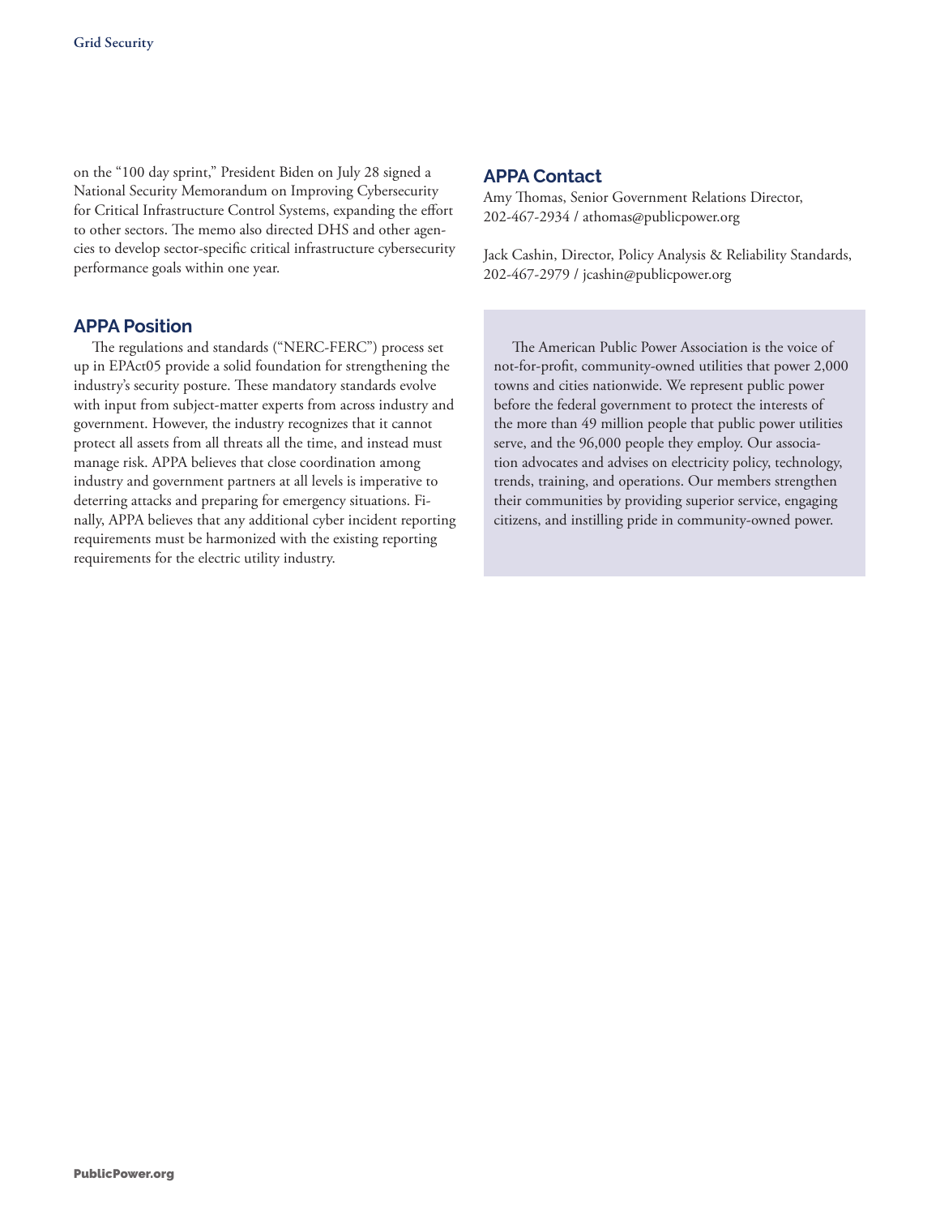on the "100 day sprint," President Biden on July 28 signed a National Security Memorandum on Improving Cybersecurity for Critical Infrastructure Control Systems, expanding the effort to other sectors. The memo also directed DHS and other agencies to develop sector-specific critical infrastructure cybersecurity performance goals within one year.

## APPA Position

The regulations and standards ("NERC-FERC") process set up in EPAct05 provide a solid foundation for strengthening the industry's security posture. These mandatory standards evolve with input from subject-matter experts from across industry and government. However, the industry recognizes that it cannot protect all assets from all threats all the time, and instead must manage risk. APPA believes that close coordination among industry and government partners at all levels is imperative to deterring attacks and preparing for emergency situations. Finally, APPA believes that any additional cyber incident reporting requirements must be harmonized with the existing reporting requirements for the electric utility industry.

## APPA Contact

Amy Thomas, Senior Government Relations Director, 202-467-2934 / athomas@publicpower.org

Jack Cashin, Director, Policy Analysis & Reliability Standards, 202-467-2979 / jcashin@publicpower.org

The American Public Power Association is the voice of not-for-profit, community-owned utilities that power 2,000 towns and cities nationwide. We represent public power before the federal government to protect the interests of the more than 49 million people that public power utilities serve, and the 96,000 people they employ. Our association advocates and advises on electricity policy, technology, trends, training, and operations. Our members strengthen their communities by providing superior service, engaging citizens, and instilling pride in community-owned power.